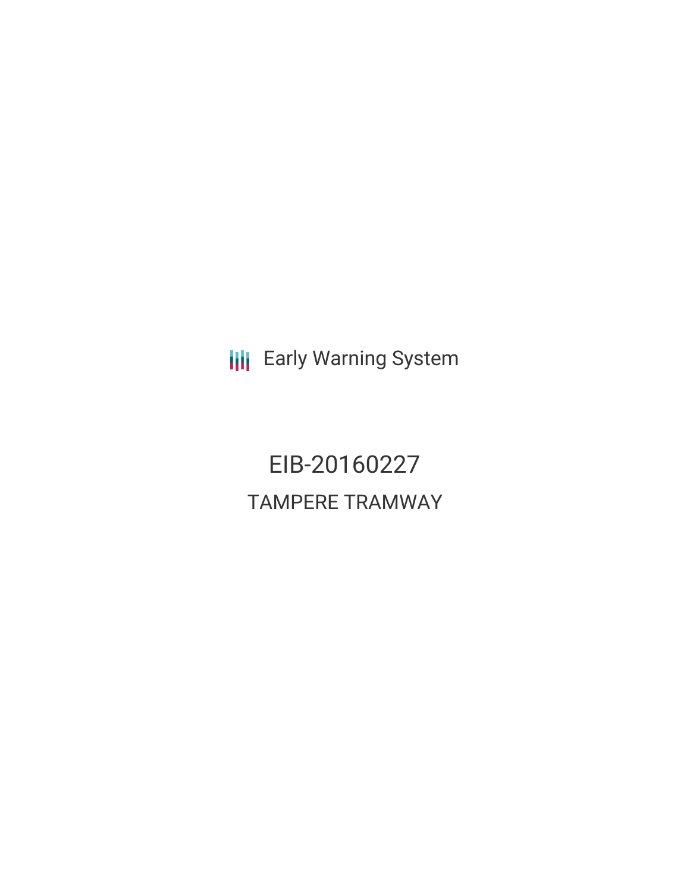Early Warning System

# EIB-20160227

## TAMPERE TRAMWAY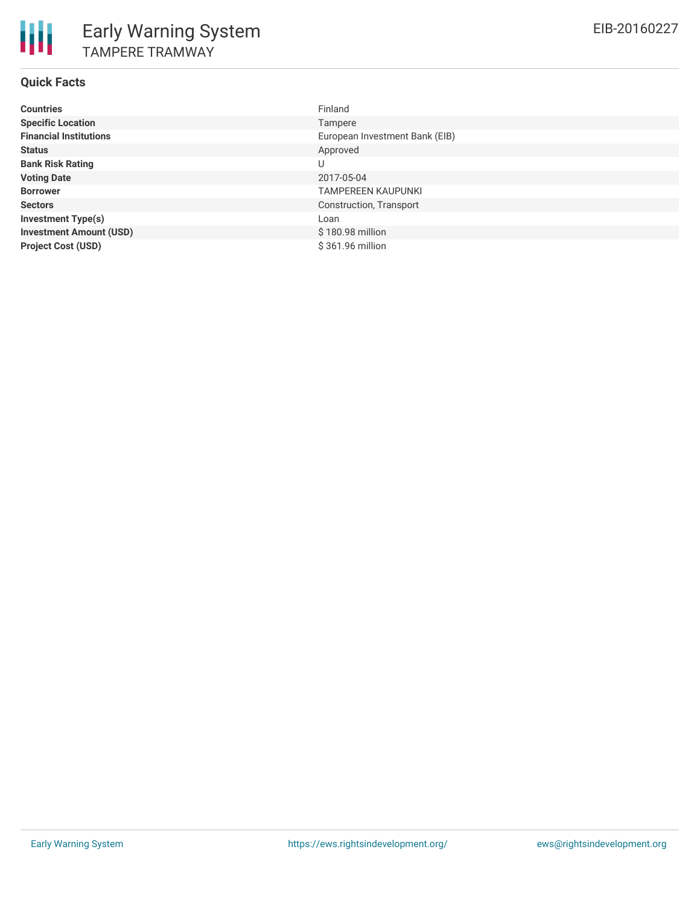# Early Warning System

## TAMPERE TRAMWAY

EIB-20160227

### Quick Facts

| | |
|---|---|
| **Countries** | Finland |
| **Specific Location** | Tampere |
| **Financial Institutions** | European Investment Bank (EIB) |
| **Status** | Approved |
| **Bank Risk Rating** | U |
| **Voting Date** | 2017-05-04 |
| **Borrower** | TAMPEREEN KAUPUNKI |
| **Sectors** | Construction, Transport |
| **Investment Type(s)** | Loan |
| **Investment Amount (USD)** | $ 180.98 million |
| **Project Cost (USD)** | $ 361.96 million |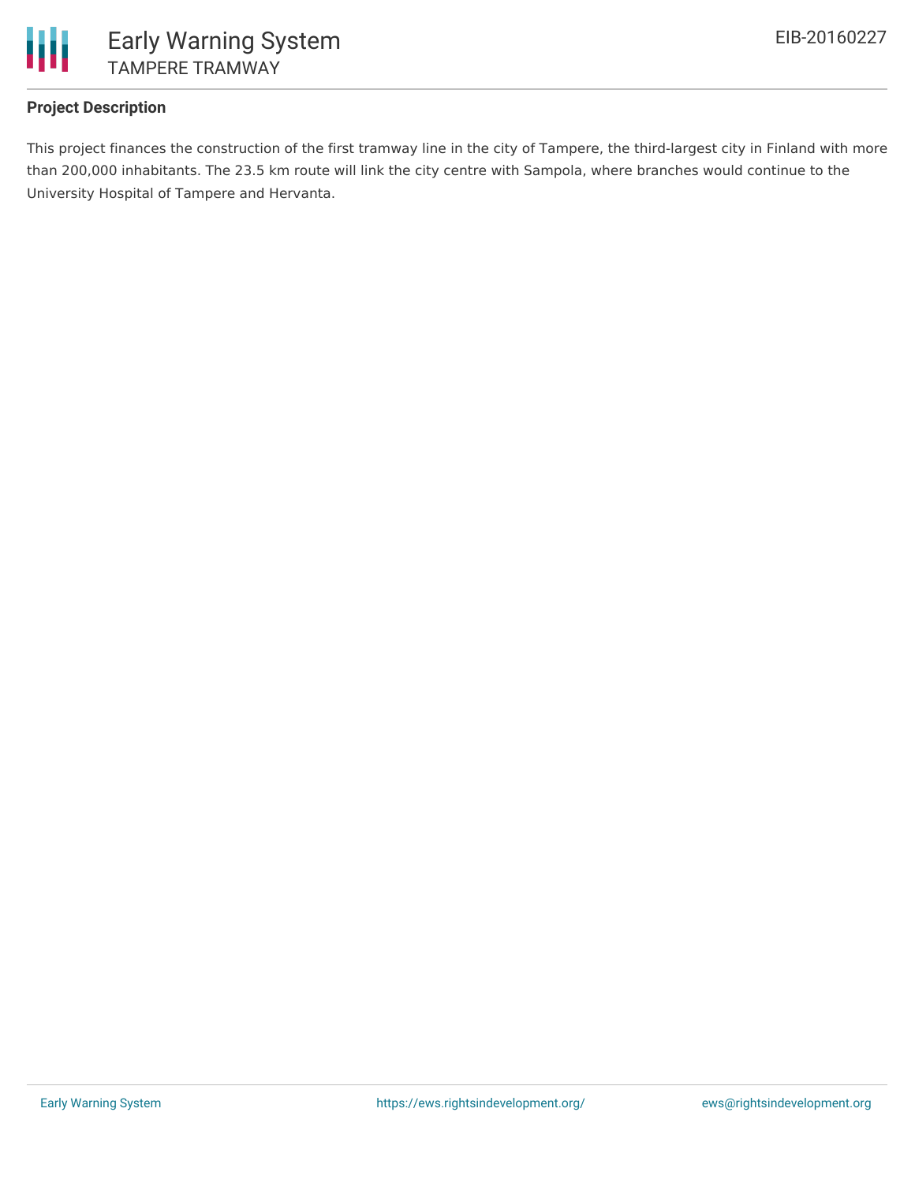### Project Description

This project finances the construction of the first tramway line in the city of Tampere, the third-largest city in Finland with more than 200,000 inhabitants. The 23.5 km route will link the city centre with Sampola, where branches would continue to the University Hospital of Tampere and Hervanta.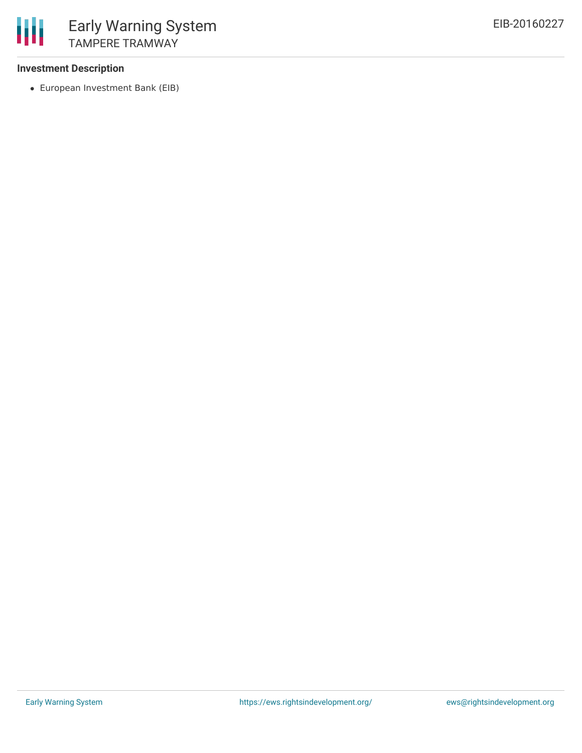### Investment Description

- European Investment Bank (EIB)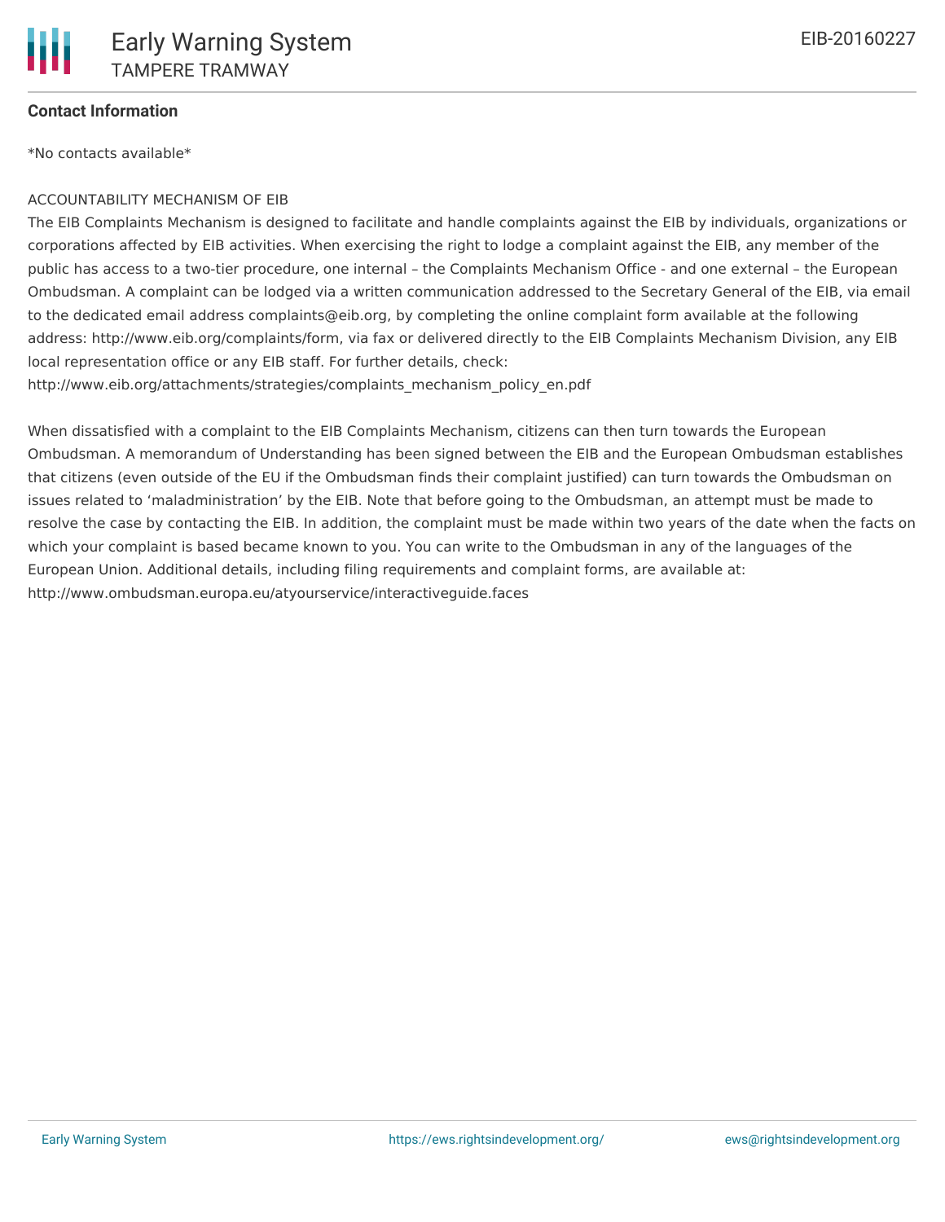**Contact Information**

*No contacts available*

ACCOUNTABILITY MECHANISM OF EIB

The EIB Complaints Mechanism is designed to facilitate and handle complaints against the EIB by individuals, organizations or corporations affected by EIB activities. When exercising the right to lodge a complaint against the EIB, any member of the public has access to a two-tier procedure, one internal – the Complaints Mechanism Office - and one external – the European Ombudsman. A complaint can be lodged via a written communication addressed to the Secretary General of the EIB, via email to the dedicated email address complaints@eib.org, by completing the online complaint form available at the following address: http://www.eib.org/complaints/form, via fax or delivered directly to the EIB Complaints Mechanism Division, any EIB local representation office or any EIB staff. For further details, check: http://www.eib.org/attachments/strategies/complaints_mechanism_policy_en.pdf

When dissatisfied with a complaint to the EIB Complaints Mechanism, citizens can then turn towards the European Ombudsman. A memorandum of Understanding has been signed between the EIB and the European Ombudsman establishes that citizens (even outside of the EU if the Ombudsman finds their complaint justified) can turn towards the Ombudsman on issues related to 'maladministration' by the EIB. Note that before going to the Ombudsman, an attempt must be made to resolve the case by contacting the EIB. In addition, the complaint must be made within two years of the date when the facts on which your complaint is based became known to you. You can write to the Ombudsman in any of the languages of the European Union. Additional details, including filing requirements and complaint forms, are available at: http://www.ombudsman.europa.eu/atyourservice/interactiveguide.faces